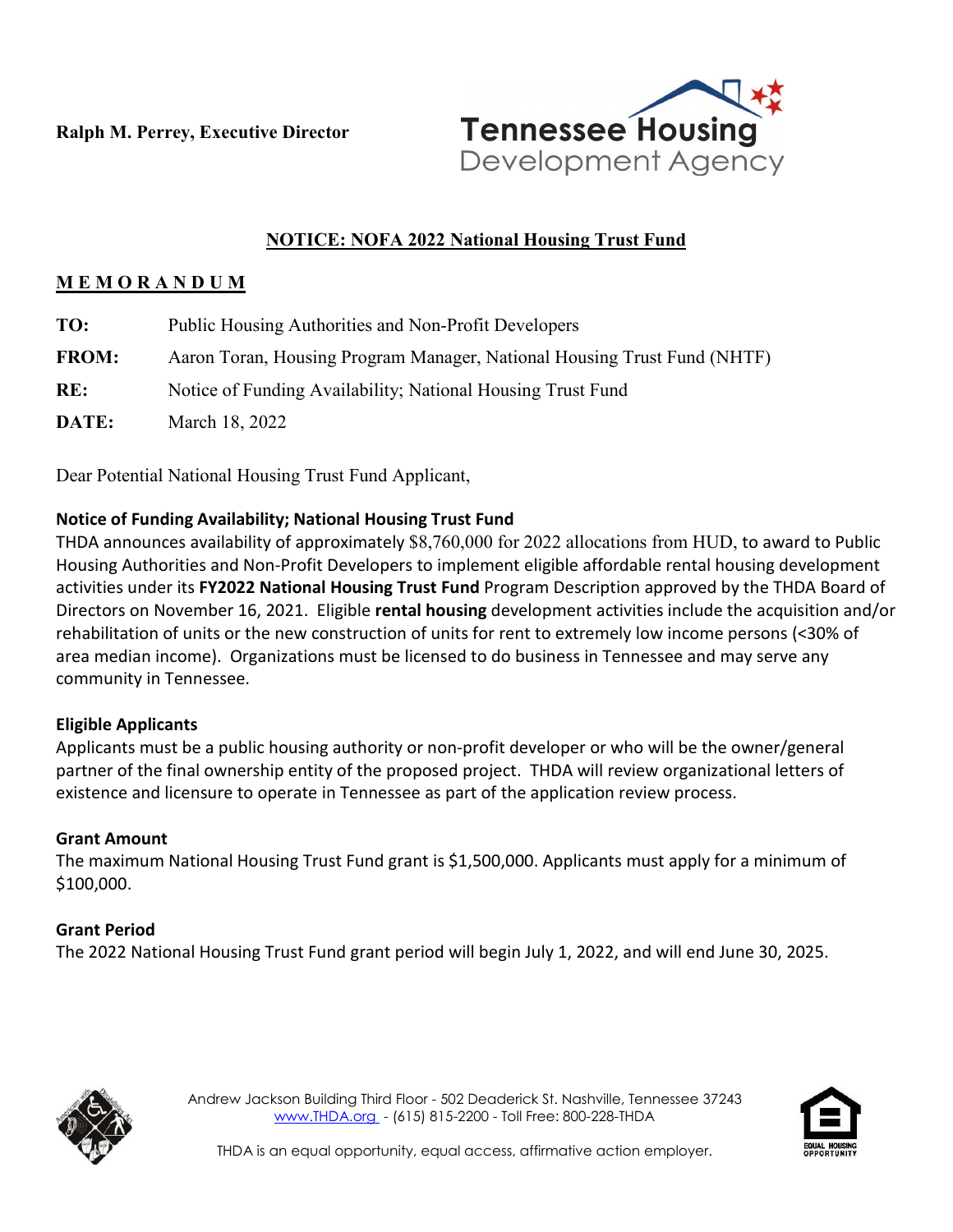**Ralph M. Perrey, Executive Director**

Tennessee Housing Development Agency

## NOTICE: NOFA 2022 National Housing Trust Fund

### MEMORANDUM

**TO:** Public Housing Authorities and Non-Profit Developers

**FROM:** Aaron Toran, Housing Program Manager, National Housing Trust Fund (NHTF)

**RE:** Notice of Funding Availability; National Housing Trust Fund

**DATE:** March 18, 2022

Dear Potential National Housing Trust Fund Applicant,

**Notice of Funding Availability; National Housing Trust Fund**

THDA announces availability of approximately $8,760,000 for 2022 allocations from HUD, to award to Public Housing Authorities and Non-Profit Developers to implement eligible affordable rental housing development activities under its **FY2022 National Housing Trust Fund** Program Description approved by the THDA Board of Directors on November 16, 2021. Eligible **rental housing** development activities include the acquisition and/or rehabilitation of units or the new construction of units for rent to extremely low income persons (<30% of area median income). Organizations must be licensed to do business in Tennessee and may serve any community in Tennessee.

**Eligible Applicants**

Applicants must be a public housing authority or non-profit developer or who will be the owner/general partner of the final ownership entity of the proposed project. THDA will review organizational letters of existence and licensure to operate in Tennessee as part of the application review process.

**Grant Amount**

The maximum National Housing Trust Fund grant is $1,500,000. Applicants must apply for a minimum of $100,000.

**Grant Period**

The 2022 National Housing Trust Fund grant period will begin July 1, 2022, and will end June 30, 2025.

Andrew Jackson Building Third Floor - 502 Deaderick St. Nashville, Tennessee 37243
www.THDA.org - (615) 815-2200 - Toll Free: 800-228-THDA

THDA is an equal opportunity, equal access, affirmative action employer.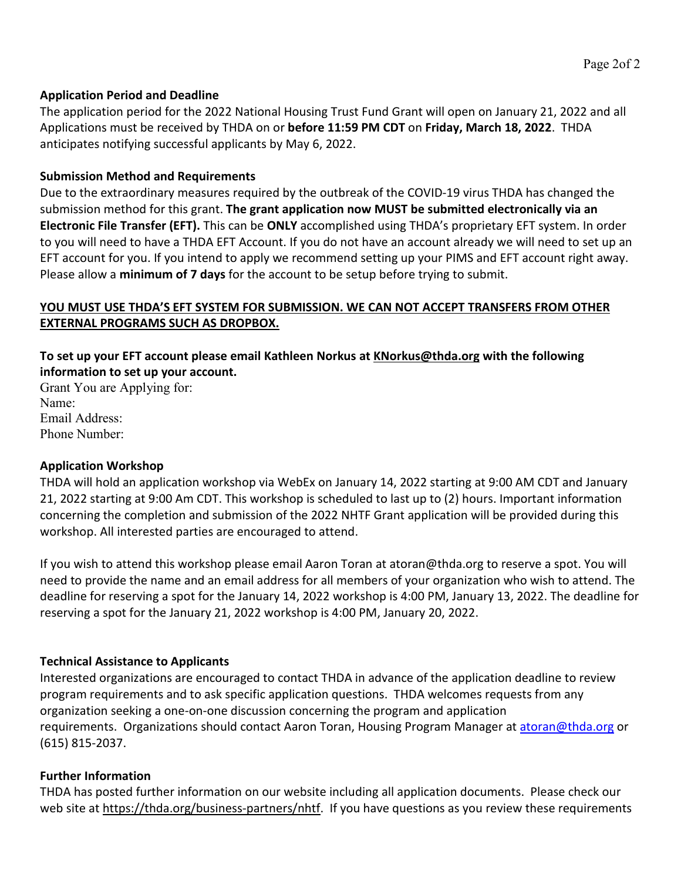**Application Period and Deadline**

The application period for the 2022 National Housing Trust Fund Grant will open on January 21, 2022 and all Applications must be received by THDA on or **before 11:59 PM CDT** on **Friday, March 18, 2022**. THDA anticipates notifying successful applicants by May 6, 2022.

**Submission Method and Requirements**

Due to the extraordinary measures required by the outbreak of the COVID-19 virus THDA has changed the submission method for this grant. **The grant application now MUST be submitted electronically via an Electronic File Transfer (EFT).** This can be **ONLY** accomplished using THDA's proprietary EFT system. In order to you will need to have a THDA EFT Account. If you do not have an account already we will need to set up an EFT account for you. If you intend to apply we recommend setting up your PIMS and EFT account right away. Please allow a **minimum of 7 days** for the account to be setup before trying to submit.

**YOU MUST USE THDA'S EFT SYSTEM FOR SUBMISSION. WE CAN NOT ACCEPT TRANSFERS FROM OTHER EXTERNAL PROGRAMS SUCH AS DROPBOX.**

**To set up your EFT account please email Kathleen Norkus at KNorkus@thda.org with the following information to set up your account.**

Grant You are Applying for:
Name:
Email Address:
Phone Number:

**Application Workshop**

THDA will hold an application workshop via WebEx on January 14, 2022 starting at 9:00 AM CDT and January 21, 2022 starting at 9:00 Am CDT. This workshop is scheduled to last up to (2) hours. Important information concerning the completion and submission of the 2022 NHTF Grant application will be provided during this workshop. All interested parties are encouraged to attend.

If you wish to attend this workshop please email Aaron Toran at atoran@thda.org to reserve a spot. You will need to provide the name and an email address for all members of your organization who wish to attend. The deadline for reserving a spot for the January 14, 2022 workshop is 4:00 PM, January 13, 2022. The deadline for reserving a spot for the January 21, 2022 workshop is 4:00 PM, January 20, 2022.

**Technical Assistance to Applicants**

Interested organizations are encouraged to contact THDA in advance of the application deadline to review program requirements and to ask specific application questions. THDA welcomes requests from any organization seeking a one-on-one discussion concerning the program and application requirements. Organizations should contact Aaron Toran, Housing Program Manager at atoran@thda.org or (615) 815-2037.

**Further Information**

THDA has posted further information on our website including all application documents. Please check our web site at https://thda.org/business-partners/nhtf. If you have questions as you review these requirements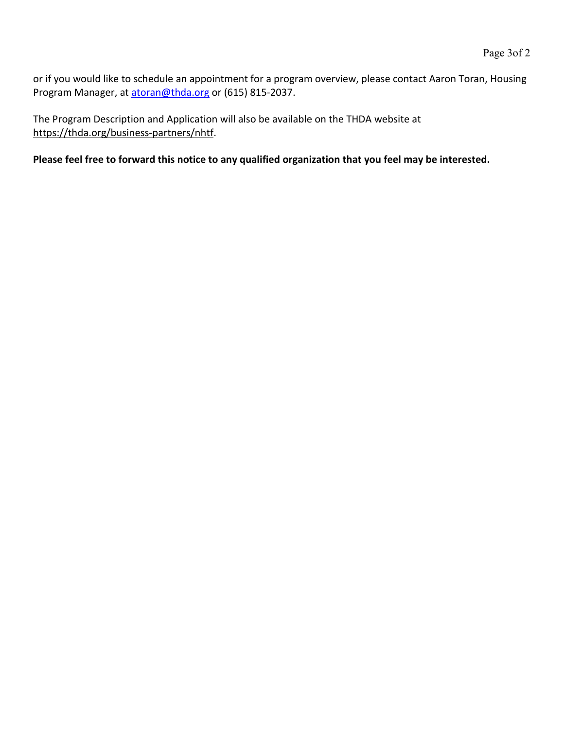or if you would like to schedule an appointment for a program overview, please contact Aaron Toran, Housing Program Manager, at atoran@thda.org or (615) 815-2037.

The Program Description and Application will also be available on the THDA website at https://thda.org/business-partners/nhtf.

**Please feel free to forward this notice to any qualified organization that you feel may be interested.**